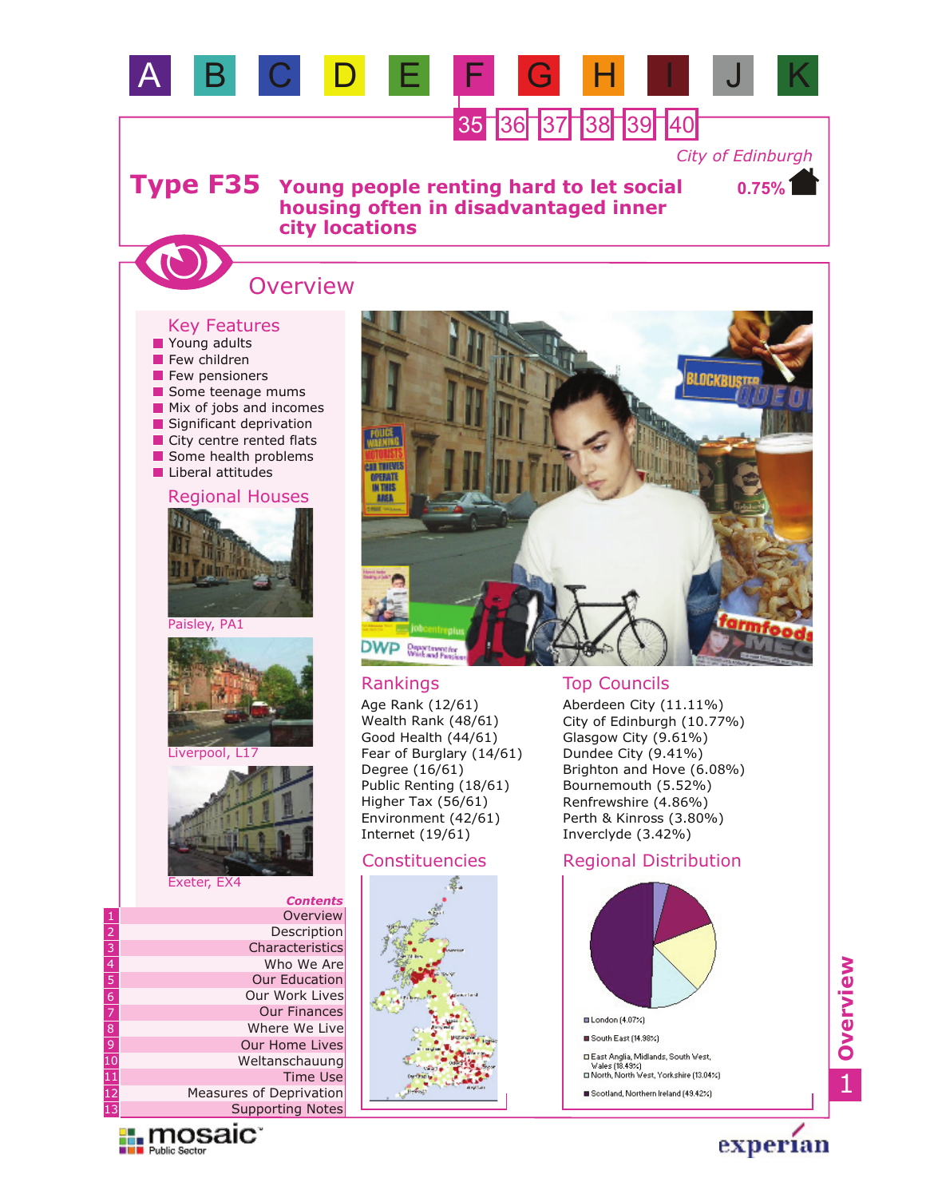A B C D E F G H I J K

35 36 37 38 39 40

City of Edinburgh

# Type F35 Young people renting hard to let social housing often in disadvantaged inner city locations

0.75%

## Overview

### Key Features

- Young adults
- Few children
- Few pensioners
- Some teenage mums
- Mix of jobs and incomes
- Significant deprivation
- City centre rented flats
- Some health problems
- Liberal attitudes

### Regional Houses

Paisley, PA1

Liverpool, L17

Exeter, EX4

### Rankings

Age Rank (12/61)
Wealth Rank (48/61)
Good Health (44/61)
Fear of Burglary (14/61)
Degree (16/61)
Public Renting (18/61)
Higher Tax (56/61)
Environment (42/61)
Internet (19/61)

### Top Councils

Aberdeen City (11.11%)
City of Edinburgh (10.77%)
Glasgow City (9.61%)
Dundee City (9.41%)
Brighton and Hove (6.08%)
Bournemouth (5.52%)
Renfrewshire (4.86%)
Perth & Kinross (3.80%)
Inverclyde (3.42%)

### Constituencies

### Regional Distribution

- London (4.07%)
- South East (14.98%)
- East Anglia, Midlands, South West, Wales (18.49%)
- North, North West, Yorkshire (13.04%)
- Scotland, Northern Ireland (49.42%)

*Contents*

1. Overview
2. Description
3. Characteristics
4. Who We Are
5. Our Education
6. Our Work Lives
7. Our Finances
8. Where We Live
9. Our Home Lives
10. Weltanschauung
11. Time Use
12. Measures of Deprivation
13. Supporting Notes

mosaic Public Sector

experian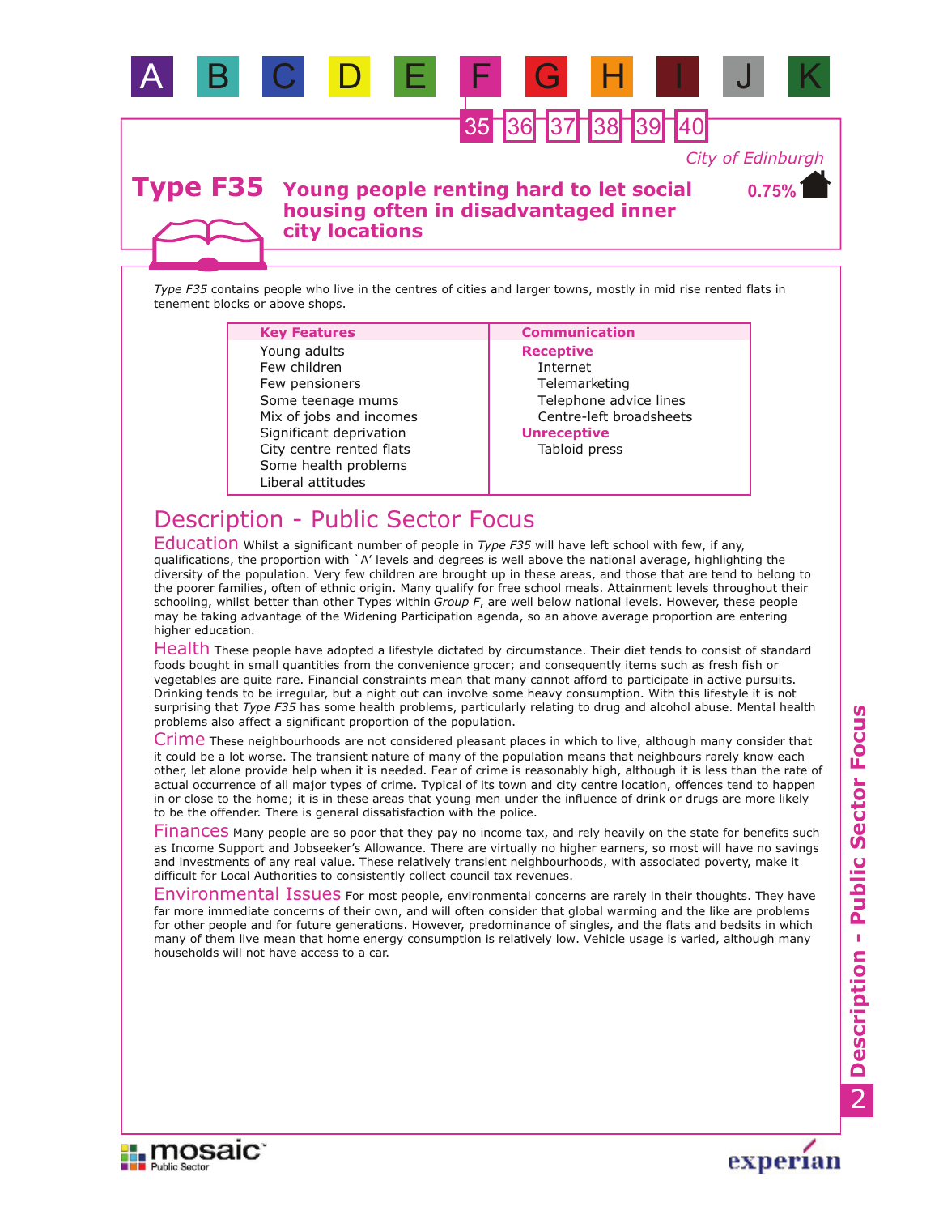A B C D E F G H I J K

35 36 37 38 39 40

*City of Edinburgh*

# Type F35 Young people renting hard to let social housing often in disadvantaged inner city locations

0.75%

*Type F35* contains people who live in the centres of cities and larger towns, mostly in mid rise rented flats in tenement blocks or above shops.

| Key Features | Communication |
|---|---|
| Young adults | **Receptive** |
| Few children | Internet |
| Few pensioners | Telemarketing |
| Some teenage mums | Telephone advice lines |
| Mix of jobs and incomes | Centre-left broadsheets |
| Significant deprivation | **Unreceptive** |
| City centre rented flats | Tabloid press |
| Some health problems | |
| Liberal attitudes | |

## Description - Public Sector Focus

**Education** Whilst a significant number of people in *Type F35* will have left school with few, if any, qualifications, the proportion with `A' levels and degrees is well above the national average, highlighting the diversity of the population. Very few children are brought up in these areas, and those that are tend to belong to the poorer families, often of ethnic origin. Many qualify for free school meals. Attainment levels throughout their schooling, whilst better than other Types within *Group F*, are well below national levels. However, these people may be taking advantage of the Widening Participation agenda, so an above average proportion are entering higher education.

**Health** These people have adopted a lifestyle dictated by circumstance. Their diet tends to consist of standard foods bought in small quantities from the convenience grocer; and consequently items such as fresh fish or vegetables are quite rare. Financial constraints mean that many cannot afford to participate in active pursuits. Drinking tends to be irregular, but a night out can involve some heavy consumption. With this lifestyle it is not surprising that *Type F35* has some health problems, particularly relating to drug and alcohol abuse. Mental health problems also affect a significant proportion of the population.

**Crime** These neighbourhoods are not considered pleasant places in which to live, although many consider that it could be a lot worse. The transient nature of many of the population means that neighbours rarely know each other, let alone provide help when it is needed. Fear of crime is reasonably high, although it is less than the rate of actual occurrence of all major types of crime. Typical of its town and city centre location, offences tend to happen in or close to the home; it is in these areas that young men under the influence of drink or drugs are more likely to be the offender. There is general dissatisfaction with the police.

**Finances** Many people are so poor that they pay no income tax, and rely heavily on the state for benefits such as Income Support and Jobseeker's Allowance. There are virtually no higher earners, so most will have no savings and investments of any real value. These relatively transient neighbourhoods, with associated poverty, make it difficult for Local Authorities to consistently collect council tax revenues.

**Environmental Issues** For most people, environmental concerns are rarely in their thoughts. They have far more immediate concerns of their own, and will often consider that global warming and the like are problems for other people and for future generations. However, predominance of singles, and the flats and bedsits in which many of them live mean that home energy consumption is relatively low. Vehicle usage is varied, although many households will not have access to a car.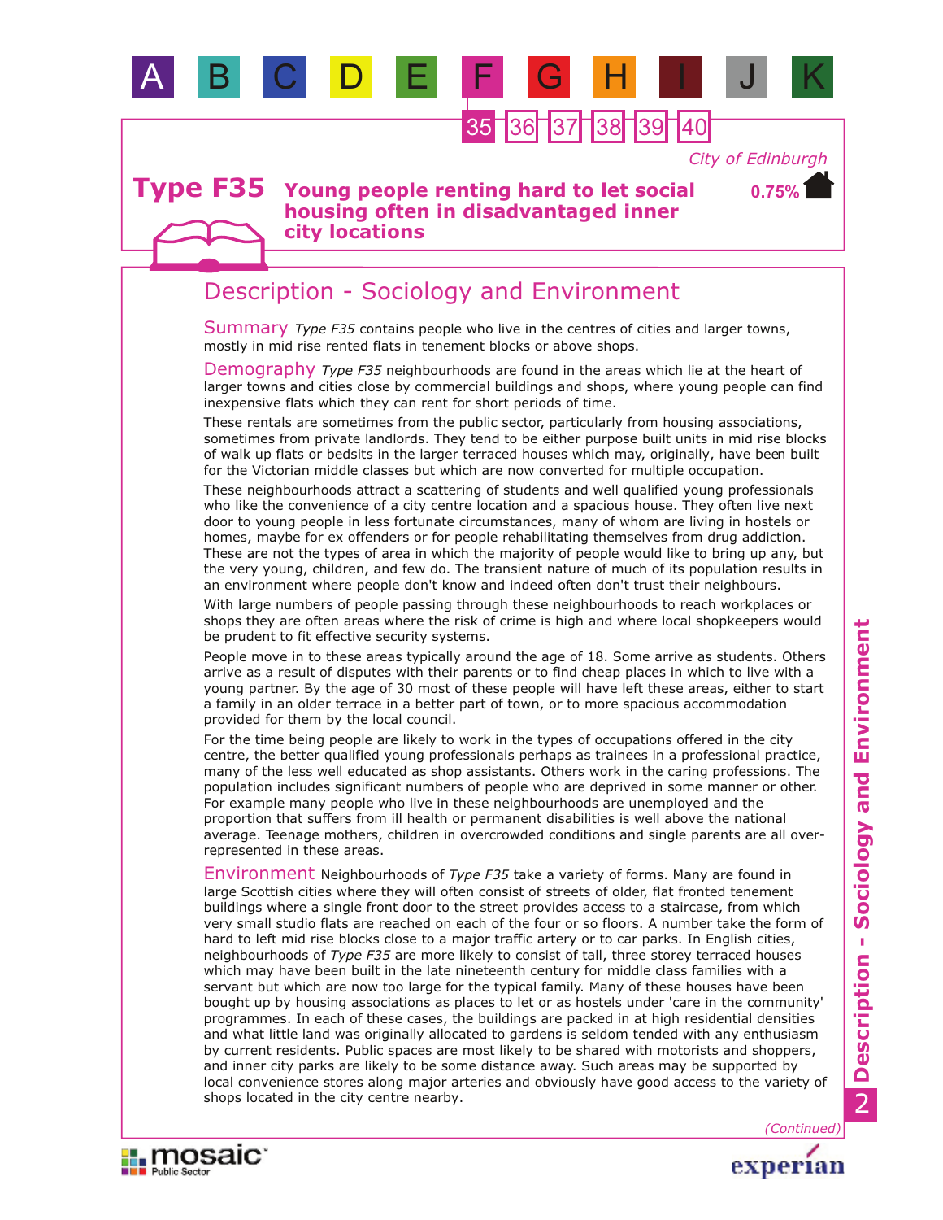# Type F35 Young people renting hard to let social housing often in disadvantaged inner city locations

City of Edinburgh

0.75%

## Description - Sociology and Environment

**Summary** *Type F35* contains people who live in the centres of cities and larger towns, mostly in mid rise rented flats in tenement blocks or above shops.

**Demography** *Type F35* neighbourhoods are found in the areas which lie at the heart of larger towns and cities close by commercial buildings and shops, where young people can find inexpensive flats which they can rent for short periods of time.

These rentals are sometimes from the public sector, particularly from housing associations, sometimes from private landlords. They tend to be either purpose built units in mid rise blocks of walk up flats or bedsits in the larger terraced houses which may, originally, have been built for the Victorian middle classes but which are now converted for multiple occupation.

These neighbourhoods attract a scattering of students and well qualified young professionals who like the convenience of a city centre location and a spacious house. They often live next door to young people in less fortunate circumstances, many of whom are living in hostels or homes, maybe for ex offenders or for people rehabilitating themselves from drug addiction. These are not the types of area in which the majority of people would like to bring up any, but the very young, children, and few do. The transient nature of much of its population results in an environment where people don't know and indeed often don't trust their neighbours.

With large numbers of people passing through these neighbourhoods to reach workplaces or shops they are often areas where the risk of crime is high and where local shopkeepers would be prudent to fit effective security systems.

People move in to these areas typically around the age of 18. Some arrive as students. Others arrive as a result of disputes with their parents or to find cheap places in which to live with a young partner. By the age of 30 most of these people will have left these areas, either to start a family in an older terrace in a better part of town, or to more spacious accommodation provided for them by the local council.

For the time being people are likely to work in the types of occupations offered in the city centre, the better qualified young professionals perhaps as trainees in a professional practice, many of the less well educated as shop assistants. Others work in the caring professions. The population includes significant numbers of people who are deprived in some manner or other. For example many people who live in these neighbourhoods are unemployed and the proportion that suffers from ill health or permanent disabilities is well above the national average. Teenage mothers, children in overcrowded conditions and single parents are all over-represented in these areas.

**Environment** Neighbourhoods of *Type F35* take a variety of forms. Many are found in large Scottish cities where they will often consist of streets of older, flat fronted tenement buildings where a single front door to the street provides access to a staircase, from which very small studio flats are reached on each of the four or so floors. A number take the form of hard to left mid rise blocks close to a major traffic artery or to car parks. In English cities, neighbourhoods of *Type F35* are more likely to consist of tall, three storey terraced houses which may have been built in the late nineteenth century for middle class families with a servant but which are now too large for the typical family. Many of these houses have been bought up by housing associations as places to let or as hostels under 'care in the community' programmes. In each of these cases, the buildings are packed in at high residential densities and what little land was originally allocated to gardens is seldom tended with any enthusiasm by current residents. Public spaces are most likely to be shared with motorists and shoppers, and inner city parks are likely to be some distance away. Such areas may be supported by local convenience stores along major arteries and obviously have good access to the variety of shops located in the city centre nearby.

*(Continued)*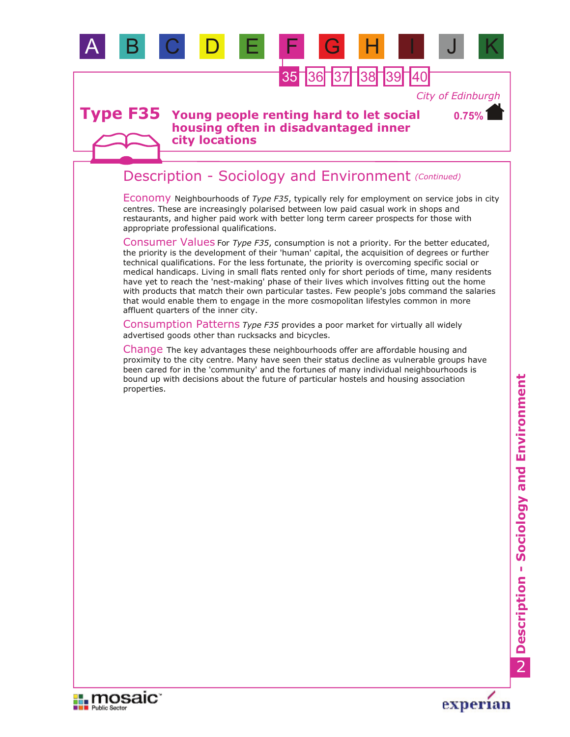# Type F35 Young people renting hard to let social housing often in disadvantaged inner city locations

*City of Edinburgh*

**0.75%**

## Description - Sociology and Environment *(Continued)*

**Economy** Neighbourhoods of *Type F35*, typically rely for employment on service jobs in city centres. These are increasingly polarised between low paid casual work in shops and restaurants, and higher paid work with better long term career prospects for those with appropriate professional qualifications.

**Consumer Values** For *Type F35*, consumption is not a priority. For the better educated, the priority is the development of their 'human' capital, the acquisition of degrees or further technical qualifications. For the less fortunate, the priority is overcoming specific social or medical handicaps. Living in small flats rented only for short periods of time, many residents have yet to reach the 'nest-making' phase of their lives which involves fitting out the home with products that match their own particular tastes. Few people's jobs command the salaries that would enable them to engage in the more cosmopolitan lifestyles common in more affluent quarters of the inner city.

**Consumption Patterns** *Type F35* provides a poor market for virtually all widely advertised goods other than rucksacks and bicycles.

**Change** The key advantages these neighbourhoods offer are affordable housing and proximity to the city centre. Many have seen their status decline as vulnerable groups have been cared for in the 'community' and the fortunes of many individual neighbourhoods is bound up with decisions about the future of particular hostels and housing association properties.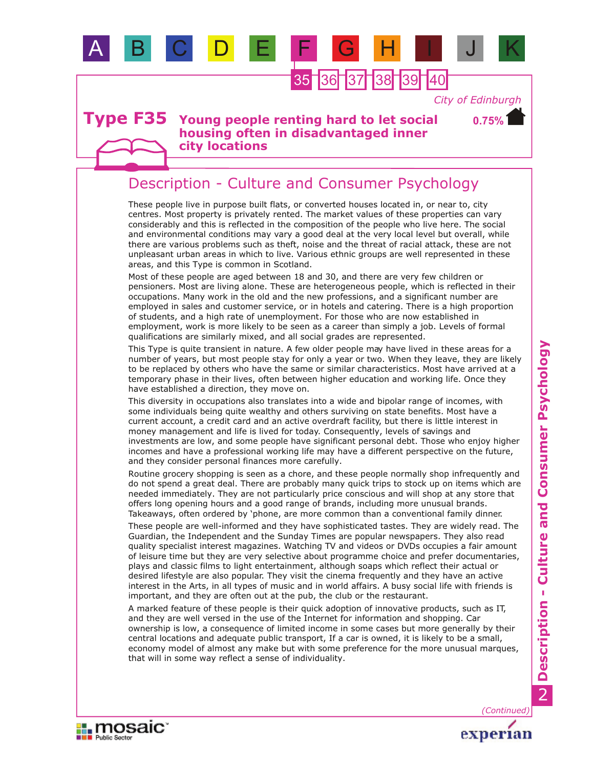# Type F35 Young people renting hard to let social housing often in disadvantaged inner city locations

*City of Edinburgh*

**0.75%**

## Description - Culture and Consumer Psychology

These people live in purpose built flats, or converted houses located in, or near to, city centres. Most property is privately rented. The market values of these properties can vary considerably and this is reflected in the composition of the people who live here. The social and environmental conditions may vary a good deal at the very local level but overall, while there are various problems such as theft, noise and the threat of racial attack, these are not unpleasant urban areas in which to live. Various ethnic groups are well represented in these areas, and this Type is common in Scotland.

Most of these people are aged between 18 and 30, and there are very few children or pensioners. Most are living alone. These are heterogeneous people, which is reflected in their occupations. Many work in the old and the new professions, and a significant number are employed in sales and customer service, or in hotels and catering. There is a high proportion of students, and a high rate of unemployment. For those who are now established in employment, work is more likely to be seen as a career than simply a job. Levels of formal qualifications are similarly mixed, and all social grades are represented.

This Type is quite transient in nature. A few older people may have lived in these areas for a number of years, but most people stay for only a year or two. When they leave, they are likely to be replaced by others who have the same or similar characteristics. Most have arrived at a temporary phase in their lives, often between higher education and working life. Once they have established a direction, they move on.

This diversity in occupations also translates into a wide and bipolar range of incomes, with some individuals being quite wealthy and others surviving on state benefits. Most have a current account, a credit card and an active overdraft facility, but there is little interest in money management and life is lived for today. Consequently, levels of savings and investments are low, and some people have significant personal debt. Those who enjoy higher incomes and have a professional working life may have a different perspective on the future, and they consider personal finances more carefully.

Routine grocery shopping is seen as a chore, and these people normally shop infrequently and do not spend a great deal. There are probably many quick trips to stock up on items which are needed immediately. They are not particularly price conscious and will shop at any store that offers long opening hours and a good range of brands, including more unusual brands. Takeaways, often ordered by 'phone, are more common than a conventional family dinner.

These people are well-informed and they have sophisticated tastes. They are widely read. The Guardian, the Independent and the Sunday Times are popular newspapers. They also read quality specialist interest magazines. Watching TV and videos or DVDs occupies a fair amount of leisure time but they are very selective about programme choice and prefer documentaries, plays and classic films to light entertainment, although soaps which reflect their actual or desired lifestyle are also popular. They visit the cinema frequently and they have an active interest in the Arts, in all types of music and in world affairs. A busy social life with friends is important, and they are often out at the pub, the club or the restaurant.

A marked feature of these people is their quick adoption of innovative products, such as IT, and they are well versed in the use of the Internet for information and shopping. Car ownership is low, a consequence of limited income in some cases but more generally by their central locations and adequate public transport, If a car is owned, it is likely to be a small, economy model of almost any make but with some preference for the more unusual marques, that will in some way reflect a sense of individuality.

*(Continued)*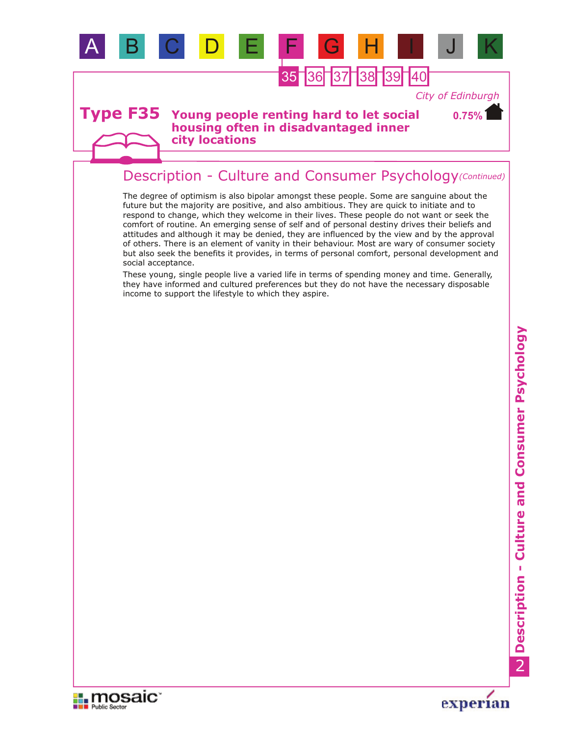# Type F35 Young people renting hard to let social housing often in disadvantaged inner city locations

*City of Edinburgh*

0.75%

## Description - Culture and Consumer Psychology *(Continued)*

The degree of optimism is also bipolar amongst these people. Some are sanguine about the future but the majority are positive, and also ambitious. They are quick to initiate and to respond to change, which they welcome in their lives. These people do not want or seek the comfort of routine. An emerging sense of self and of personal destiny drives their beliefs and attitudes and although it may be denied, they are influenced by the view and by the approval of others. There is an element of vanity in their behaviour. Most are wary of consumer society but also seek the benefits it provides, in terms of personal comfort, personal development and social acceptance.

These young, single people live a varied life in terms of spending money and time. Generally, they have informed and cultured preferences but they do not have the necessary disposable income to support the lifestyle to which they aspire.